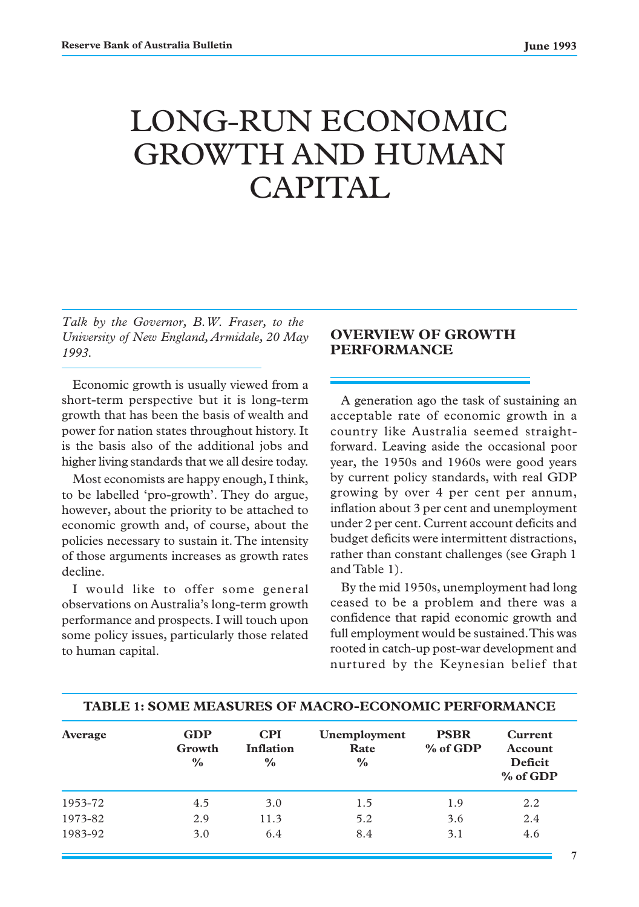# LONG-RUN ECONOMIC GROWTH AND HUMAN CAPITAL

*Talk by the Governor, B.W. Fraser, to the University of New England, Armidale, 20 May 1993.*

Economic growth is usually viewed from a short-term perspective but it is long-term growth that has been the basis of wealth and power for nation states throughout history. It is the basis also of the additional jobs and higher living standards that we all desire today.

Most economists are happy enough, I think, to be labelled 'pro-growth'. They do argue, however, about the priority to be attached to economic growth and, of course, about the policies necessary to sustain it. The intensity of those arguments increases as growth rates decline.

I would like to offer some general observations on Australia's long-term growth performance and prospects. I will touch upon some policy issues, particularly those related to human capital.

## OVERVIEW OF GROWTH PERFORMANCE

A generation ago the task of sustaining an acceptable rate of economic growth in a country like Australia seemed straightforward. Leaving aside the occasional poor year, the 1950s and 1960s were good years by current policy standards, with real GDP growing by over 4 per cent per annum, inflation about 3 per cent and unemployment under 2 per cent. Current account deficits and budget deficits were intermittent distractions, rather than constant challenges (see Graph 1 and Table 1).

By the mid 1950s, unemployment had long ceased to be a problem and there was a confidence that rapid economic growth and full employment would be sustained. This was rooted in catch-up post-war development and nurtured by the Keynesian belief that

**TABLE 1: SOME MEASURES OF MACRO-ECONOMIC PERFORMANCE**

| Average | GDP Growth % | CPI Inflation % | Unemployment Rate % | PSBR % of GDP | Current Account Deficit % of GDP |
|---|---|---|---|---|---|
| 1953-72 | 4.5 | 3.0 | 1.5 | 1.9 | 2.2 |
| 1973-82 | 2.9 | 11.3 | 5.2 | 3.6 | 2.4 |
| 1983-92 | 3.0 | 6.4 | 8.4 | 3.1 | 4.6 |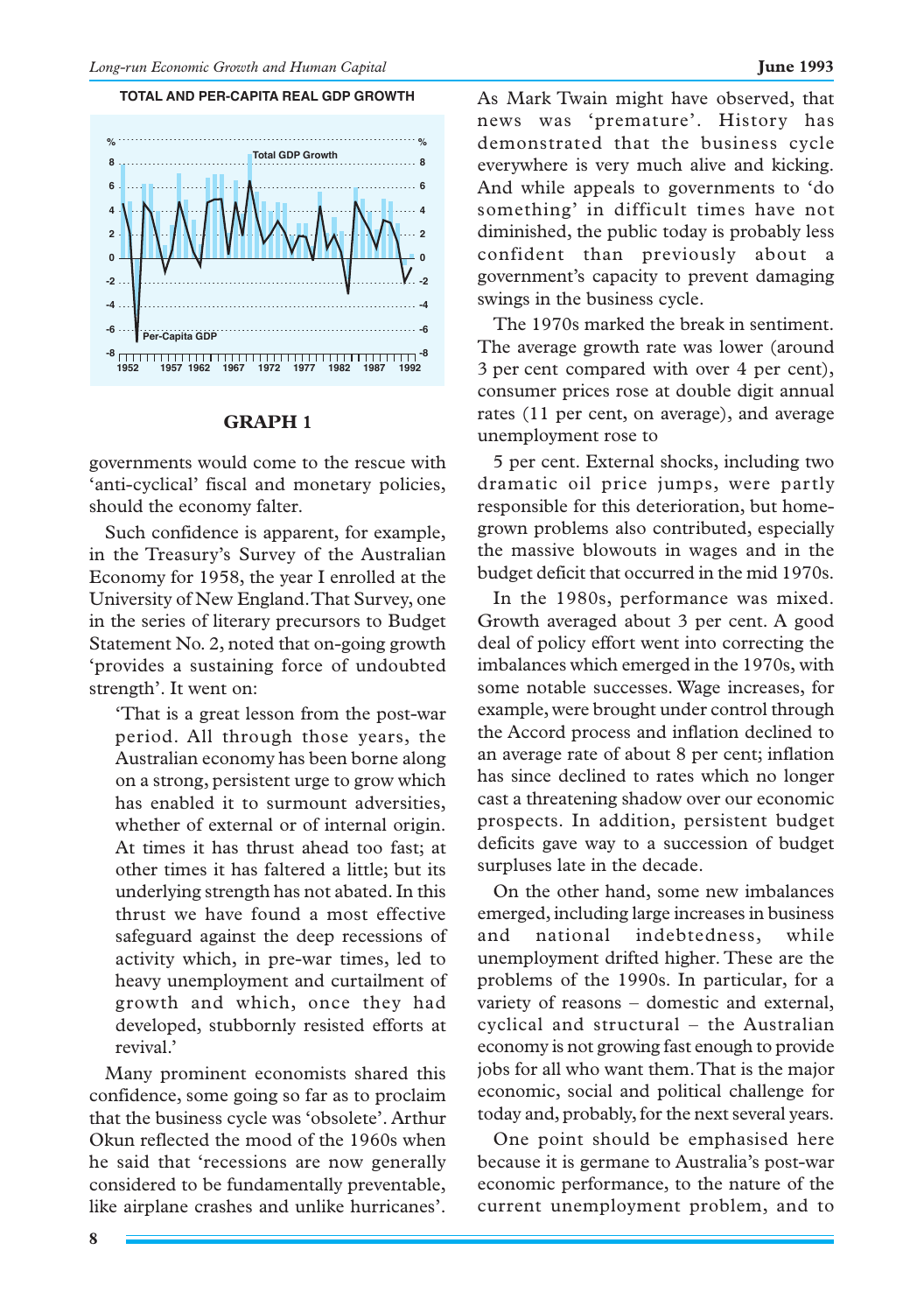TOTAL AND PER-CAPITA REAL GDP GROWTH

**GRAPH 1**

governments would come to the rescue with 'anti-cyclical' fiscal and monetary policies, should the economy falter.

Such confidence is apparent, for example, in the Treasury's Survey of the Australian Economy for 1958, the year I enrolled at the University of New England. That Survey, one in the series of literary precursors to Budget Statement No. 2, noted that on-going growth 'provides a sustaining force of undoubted strength'. It went on:

> 'That is a great lesson from the post-war period. All through those years, the Australian economy has been borne along on a strong, persistent urge to grow which has enabled it to surmount adversities, whether of external or of internal origin. At times it has thrust ahead too fast; at other times it has faltered a little; but its underlying strength has not abated. In this thrust we have found a most effective safeguard against the deep recessions of activity which, in pre-war times, led to heavy unemployment and curtailment of growth and which, once they had developed, stubbornly resisted efforts at revival.'

Many prominent economists shared this confidence, some going so far as to proclaim that the business cycle was 'obsolete'. Arthur Okun reflected the mood of the 1960s when he said that 'recessions are now generally considered to be fundamentally preventable, like airplane crashes and unlike hurricanes'. As Mark Twain might have observed, that news was 'premature'. History has demonstrated that the business cycle everywhere is very much alive and kicking. And while appeals to governments to 'do something' in difficult times have not diminished, the public today is probably less confident than previously about a government's capacity to prevent damaging swings in the business cycle.

The 1970s marked the break in sentiment. The average growth rate was lower (around 3 per cent compared with over 4 per cent), consumer prices rose at double digit annual rates (11 per cent, on average), and average unemployment rose to

5 per cent. External shocks, including two dramatic oil price jumps, were partly responsible for this deterioration, but home-grown problems also contributed, especially the massive blowouts in wages and in the budget deficit that occurred in the mid 1970s.

In the 1980s, performance was mixed. Growth averaged about 3 per cent. A good deal of policy effort went into correcting the imbalances which emerged in the 1970s, with some notable successes. Wage increases, for example, were brought under control through the Accord process and inflation declined to an average rate of about 8 per cent; inflation has since declined to rates which no longer cast a threatening shadow over our economic prospects. In addition, persistent budget deficits gave way to a succession of budget surpluses late in the decade.

On the other hand, some new imbalances emerged, including large increases in business and national indebtedness, while unemployment drifted higher. These are the problems of the 1990s. In particular, for a variety of reasons – domestic and external, cyclical and structural – the Australian economy is not growing fast enough to provide jobs for all who want them. That is the major economic, social and political challenge for today and, probably, for the next several years.

One point should be emphasised here because it is germane to Australia's post-war economic performance, to the nature of the current unemployment problem, and to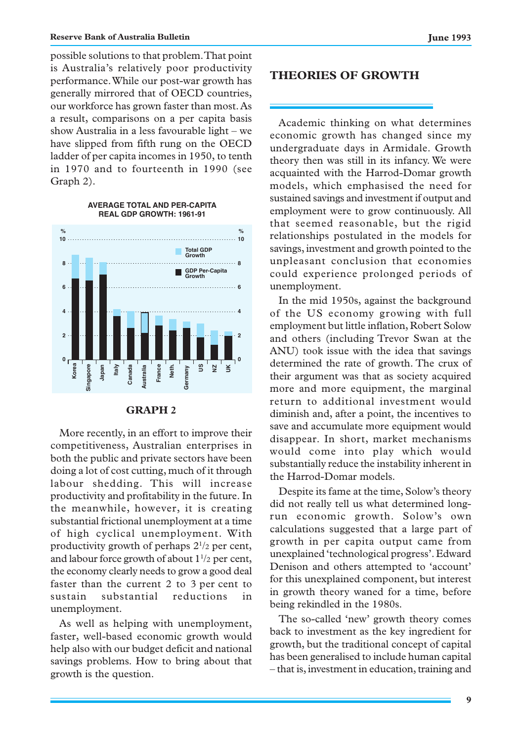possible solutions to that problem. That point is Australia's relatively poor productivity performance. While our post-war growth has generally mirrored that of OECD countries, our workforce has grown faster than most. As a result, comparisons on a per capita basis show Australia in a less favourable light – we have slipped from fifth rung on the OECD ladder of per capita incomes in 1950, to tenth in 1970 and to fourteenth in 1990 (see Graph 2).

**AVERAGE TOTAL AND PER-CAPITA REAL GDP GROWTH: 1961-91**

**GRAPH 2**

More recently, in an effort to improve their competitiveness, Australian enterprises in both the public and private sectors have been doing a lot of cost cutting, much of it through labour shedding. This will increase productivity and profitability in the future. In the meanwhile, however, it is creating substantial frictional unemployment at a time of high cyclical unemployment. With productivity growth of perhaps $2^1/_2$ per cent, and labour force growth of about $1^1/_2$ per cent, the economy clearly needs to grow a good deal faster than the current 2 to 3 per cent to sustain substantial reductions in unemployment.

As well as helping with unemployment, faster, well-based economic growth would help also with our budget deficit and national savings problems. How to bring about that growth is the question.

## THEORIES OF GROWTH

Academic thinking on what determines economic growth has changed since my undergraduate days in Armidale. Growth theory then was still in its infancy. We were acquainted with the Harrod-Domar growth models, which emphasised the need for sustained savings and investment if output and employment were to grow continuously. All that seemed reasonable, but the rigid relationships postulated in the models for savings, investment and growth pointed to the unpleasant conclusion that economies could experience prolonged periods of unemployment.

In the mid 1950s, against the background of the US economy growing with full employment but little inflation, Robert Solow and others (including Trevor Swan at the ANU) took issue with the idea that savings determined the rate of growth. The crux of their argument was that as society acquired more and more equipment, the marginal return to additional investment would diminish and, after a point, the incentives to save and accumulate more equipment would disappear. In short, market mechanisms would come into play which would substantially reduce the instability inherent in the Harrod-Domar models.

Despite its fame at the time, Solow's theory did not really tell us what determined long-run economic growth. Solow's own calculations suggested that a large part of growth in per capita output came from unexplained 'technological progress'. Edward Denison and others attempted to 'account' for this unexplained component, but interest in growth theory waned for a time, before being rekindled in the 1980s.

The so-called 'new' growth theory comes back to investment as the key ingredient for growth, but the traditional concept of capital has been generalised to include human capital – that is, investment in education, training and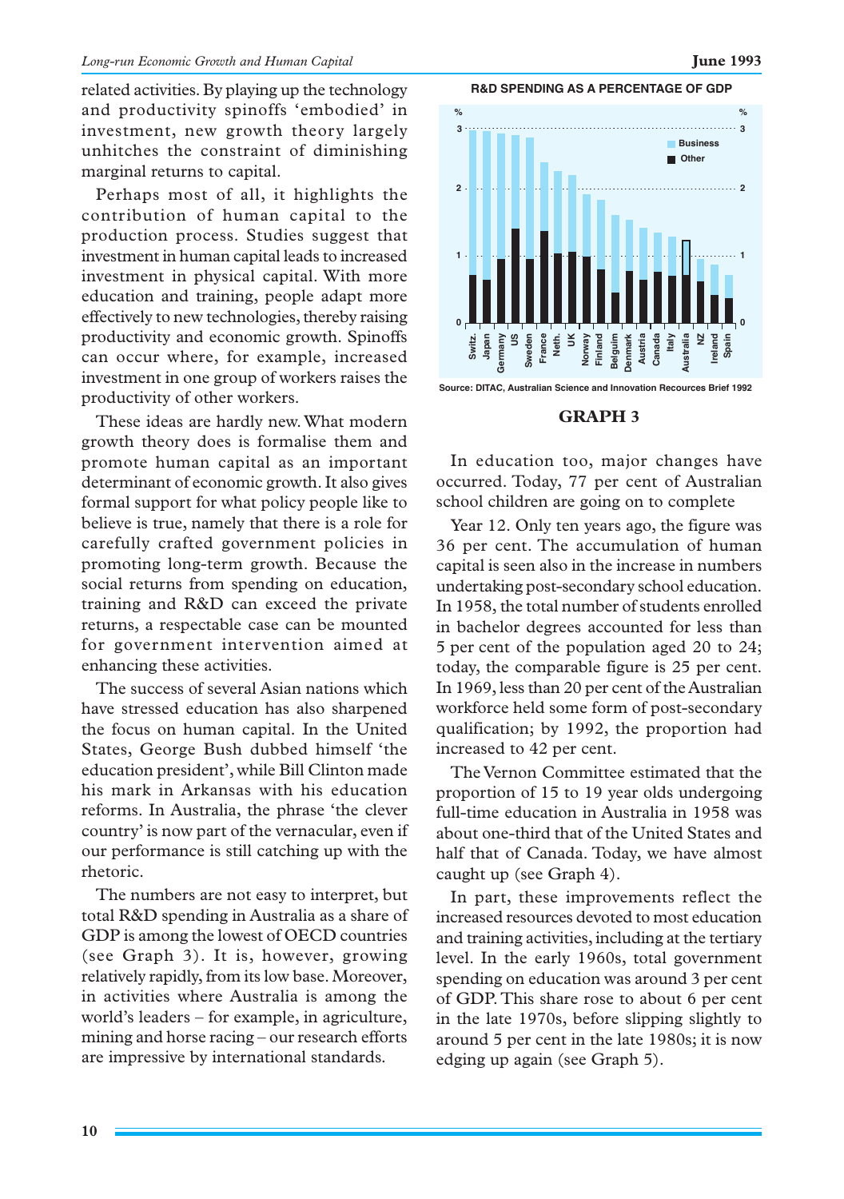related activities. By playing up the technology and productivity spinoffs 'embodied' in investment, new growth theory largely unhitches the constraint of diminishing marginal returns to capital.

Perhaps most of all, it highlights the contribution of human capital to the production process. Studies suggest that investment in human capital leads to increased investment in physical capital. With more education and training, people adapt more effectively to new technologies, thereby raising productivity and economic growth. Spinoffs can occur where, for example, increased investment in one group of workers raises the productivity of other workers.

These ideas are hardly new. What modern growth theory does is formalise them and promote human capital as an important determinant of economic growth. It also gives formal support for what policy people like to believe is true, namely that there is a role for carefully crafted government policies in promoting long-term growth. Because the social returns from spending on education, training and R&D can exceed the private returns, a respectable case can be mounted for government intervention aimed at enhancing these activities.

The success of several Asian nations which have stressed education has also sharpened the focus on human capital. In the United States, George Bush dubbed himself 'the education president', while Bill Clinton made his mark in Arkansas with his education reforms. In Australia, the phrase 'the clever country' is now part of the vernacular, even if our performance is still catching up with the rhetoric.

The numbers are not easy to interpret, but total R&D spending in Australia as a share of GDP is among the lowest of OECD countries (see Graph 3). It is, however, growing relatively rapidly, from its low base. Moreover, in activities where Australia is among the world's leaders – for example, in agriculture, mining and horse racing – our research efforts are impressive by international standards.

**R&D SPENDING AS A PERCENTAGE OF GDP**

Source: DITAC, Australian Science and Innovation Recources Brief 1992

**GRAPH 3**

In education too, major changes have occurred. Today, 77 per cent of Australian school children are going on to complete Year 12. Only ten years ago, the figure was 36 per cent. The accumulation of human capital is seen also in the increase in numbers undertaking post-secondary school education. In 1958, the total number of students enrolled in bachelor degrees accounted for less than 5 per cent of the population aged 20 to 24; today, the comparable figure is 25 per cent. In 1969, less than 20 per cent of the Australian workforce held some form of post-secondary qualification; by 1992, the proportion had increased to 42 per cent.

The Vernon Committee estimated that the proportion of 15 to 19 year olds undergoing full-time education in Australia in 1958 was about one-third that of the United States and half that of Canada. Today, we have almost caught up (see Graph 4).

In part, these improvements reflect the increased resources devoted to most education and training activities, including at the tertiary level. In the early 1960s, total government spending on education was around 3 per cent of GDP. This share rose to about 6 per cent in the late 1970s, before slipping slightly to around 5 per cent in the late 1980s; it is now edging up again (see Graph 5).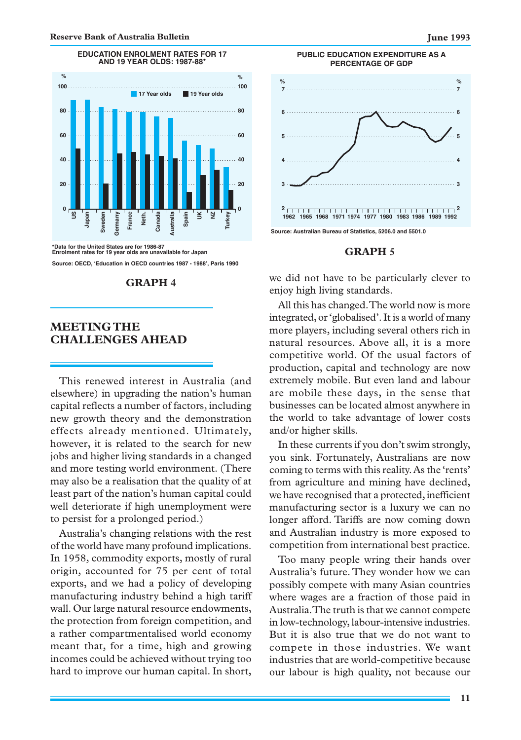**EDUCATION ENROLMENT RATES FOR 17 AND 19 YEAR OLDS: 1987-88***

*Data for the United States are for 1986-87
Enrolment rates for 19 year olds are unavailable for Japan

Source: OECD, 'Education in OECD countries 1987 - 1988', Paris 1990

**GRAPH 4**

**PUBLIC EDUCATION EXPENDITURE AS A PERCENTAGE OF GDP**

Source: Australian Bureau of Statistics, 5206.0 and 5501.0

**GRAPH 5**

## MEETING THE CHALLENGES AHEAD

This renewed interest in Australia (and elsewhere) in upgrading the nation's human capital reflects a number of factors, including new growth theory and the demonstration effects already mentioned. Ultimately, however, it is related to the search for new jobs and higher living standards in a changed and more testing world environment. (There may also be a realisation that the quality of at least part of the nation's human capital could well deteriorate if high unemployment were to persist for a prolonged period.)

Australia's changing relations with the rest of the world have many profound implications. In 1958, commodity exports, mostly of rural origin, accounted for 75 per cent of total exports, and we had a policy of developing manufacturing industry behind a high tariff wall. Our large natural resource endowments, the protection from foreign competition, and a rather compartmentalised world economy meant that, for a time, high and growing incomes could be achieved without trying too hard to improve our human capital. In short, we did not have to be particularly clever to enjoy high living standards.

All this has changed. The world now is more integrated, or 'globalised'. It is a world of many more players, including several others rich in natural resources. Above all, it is a more competitive world. Of the usual factors of production, capital and technology are now extremely mobile. But even land and labour are mobile these days, in the sense that businesses can be located almost anywhere in the world to take advantage of lower costs and/or higher skills.

In these currents if you don't swim strongly, you sink. Fortunately, Australians are now coming to terms with this reality. As the 'rents' from agriculture and mining have declined, we have recognised that a protected, inefficient manufacturing sector is a luxury we can no longer afford. Tariffs are now coming down and Australian industry is more exposed to competition from international best practice.

Too many people wring their hands over Australia's future. They wonder how we can possibly compete with many Asian countries where wages are a fraction of those paid in Australia. The truth is that we cannot compete in low-technology, labour-intensive industries. But it is also true that we do not want to compete in those industries. We want industries that are world-competitive because our labour is high quality, not because our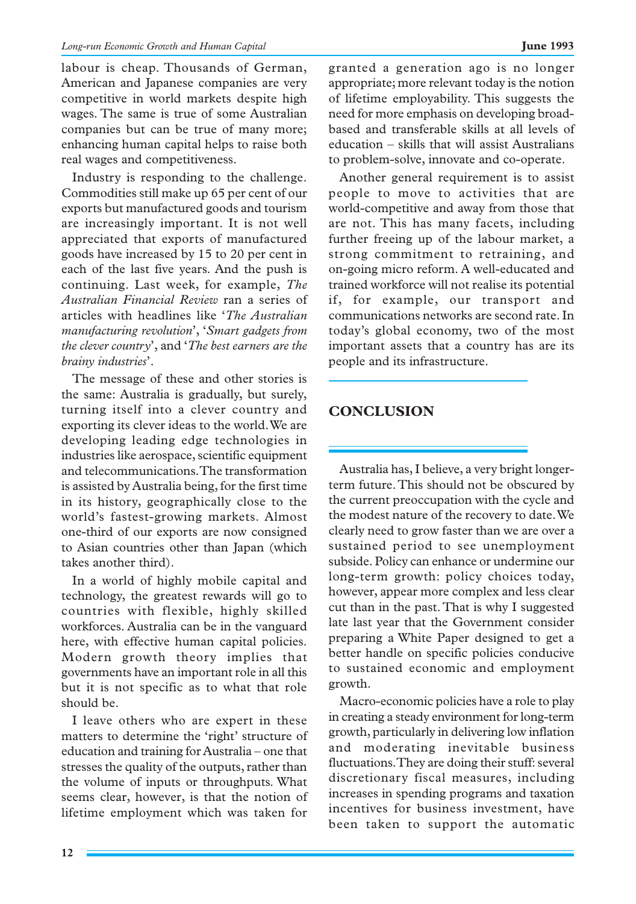labour is cheap. Thousands of German, American and Japanese companies are very competitive in world markets despite high wages. The same is true of some Australian companies but can be true of many more; enhancing human capital helps to raise both real wages and competitiveness.

Industry is responding to the challenge. Commodities still make up 65 per cent of our exports but manufactured goods and tourism are increasingly important. It is not well appreciated that exports of manufactured goods have increased by 15 to 20 per cent in each of the last five years. And the push is continuing. Last week, for example, *The Australian Financial Review* ran a series of articles with headlines like '*The Australian manufacturing revolution*', '*Smart gadgets from the clever country*', and '*The best earners are the brainy industries*'.

The message of these and other stories is the same: Australia is gradually, but surely, turning itself into a clever country and exporting its clever ideas to the world. We are developing leading edge technologies in industries like aerospace, scientific equipment and telecommunications. The transformation is assisted by Australia being, for the first time in its history, geographically close to the world's fastest-growing markets. Almost one-third of our exports are now consigned to Asian countries other than Japan (which takes another third).

In a world of highly mobile capital and technology, the greatest rewards will go to countries with flexible, highly skilled workforces. Australia can be in the vanguard here, with effective human capital policies. Modern growth theory implies that governments have an important role in all this but it is not specific as to what that role should be.

I leave others who are expert in these matters to determine the 'right' structure of education and training for Australia – one that stresses the quality of the outputs, rather than the volume of inputs or throughputs. What seems clear, however, is that the notion of lifetime employment which was taken for granted a generation ago is no longer appropriate; more relevant today is the notion of lifetime employability. This suggests the need for more emphasis on developing broad-based and transferable skills at all levels of education – skills that will assist Australians to problem-solve, innovate and co-operate.

Another general requirement is to assist people to move to activities that are world-competitive and away from those that are not. This has many facets, including further freeing up of the labour market, a strong commitment to retraining, and on-going micro reform. A well-educated and trained workforce will not realise its potential if, for example, our transport and communications networks are second rate. In today's global economy, two of the most important assets that a country has are its people and its infrastructure.

## CONCLUSION

Australia has, I believe, a very bright longer-term future. This should not be obscured by the current preoccupation with the cycle and the modest nature of the recovery to date. We clearly need to grow faster than we are over a sustained period to see unemployment subside. Policy can enhance or undermine our long-term growth: policy choices today, however, appear more complex and less clear cut than in the past. That is why I suggested late last year that the Government consider preparing a White Paper designed to get a better handle on specific policies conducive to sustained economic and employment growth.

Macro-economic policies have a role to play in creating a steady environment for long-term growth, particularly in delivering low inflation and moderating inevitable business fluctuations. They are doing their stuff: several discretionary fiscal measures, including increases in spending programs and taxation incentives for business investment, have been taken to support the automatic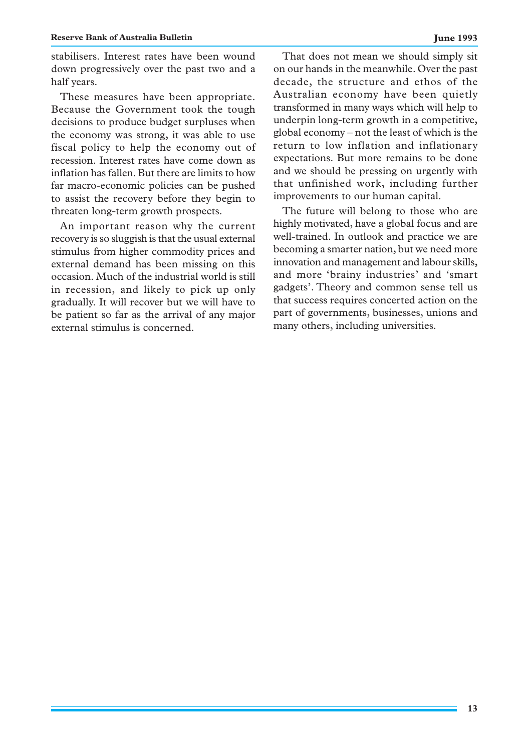stabilisers. Interest rates have been wound down progressively over the past two and a half years.

These measures have been appropriate. Because the Government took the tough decisions to produce budget surpluses when the economy was strong, it was able to use fiscal policy to help the economy out of recession. Interest rates have come down as inflation has fallen. But there are limits to how far macro-economic policies can be pushed to assist the recovery before they begin to threaten long-term growth prospects.

An important reason why the current recovery is so sluggish is that the usual external stimulus from higher commodity prices and external demand has been missing on this occasion. Much of the industrial world is still in recession, and likely to pick up only gradually. It will recover but we will have to be patient so far as the arrival of any major external stimulus is concerned.

That does not mean we should simply sit on our hands in the meanwhile. Over the past decade, the structure and ethos of the Australian economy have been quietly transformed in many ways which will help to underpin long-term growth in a competitive, global economy – not the least of which is the return to low inflation and inflationary expectations. But more remains to be done and we should be pressing on urgently with that unfinished work, including further improvements to our human capital.

The future will belong to those who are highly motivated, have a global focus and are well-trained. In outlook and practice we are becoming a smarter nation, but we need more innovation and management and labour skills, and more 'brainy industries' and 'smart gadgets'. Theory and common sense tell us that success requires concerted action on the part of governments, businesses, unions and many others, including universities.